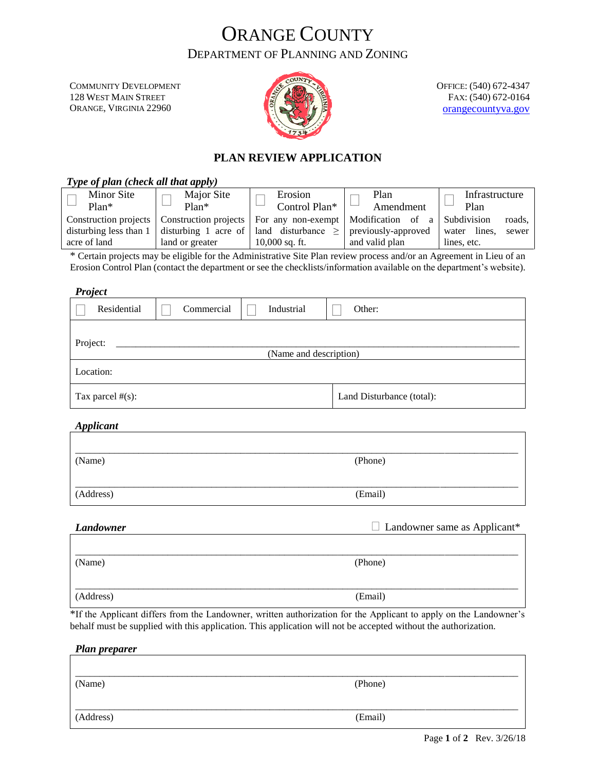# ORANGE COUNTY

## DEPARTMENT OF PLANNING AND ZONING

COMMUNITY DEVELOPMENT
128 WEST MAIN STREET
ORANGE, VIRGINIA 22960

OFFICE: (540) 672-4347
FAX: (540) 672-0164
orangecountyva.gov

## PLAN REVIEW APPLICATION

***Type of plan (check all that apply)***

| ☐ Minor Site Plan* | ☐ Major Site Plan* | ☐ Erosion Control Plan* | ☐ Plan Amendment | ☐ Infrastructure Plan |
|---|---|---|---|---|
| Construction projects disturbing less than 1 acre of land | Construction projects disturbing 1 acre of land or greater | For any non-exempt land disturbance ≥ 10,000 sq. ft. | Modification of a previously-approved and valid plan | Subdivision roads, water lines, sewer lines, etc. |

\* Certain projects may be eligible for the Administrative Site Plan review process and/or an Agreement in Lieu of an Erosion Control Plan (contact the department or see the checklists/information available on the department's website).

***Project***

| ☐ Residential | ☐ Commercial | ☐ Industrial | ☐ Other: |
|---|---|---|---|

Project: ______________________________________________
(Name and description)

Location:

Tax parcel #(s): | Land Disturbance (total):

***Applicant***

______________________________________________
(Name) (Phone)

______________________________________________
(Address) (Email)

***Landowner*** ☐ Landowner same as Applicant*

______________________________________________
(Name) (Phone)

______________________________________________
(Address) (Email)

*If the Applicant differs from the Landowner, written authorization for the Applicant to apply on the Landowner's behalf must be supplied with this application. This application will not be accepted without the authorization.

***Plan preparer***

______________________________________________
(Name) (Phone)

______________________________________________
(Address) (Email)

Rev. 3/26/18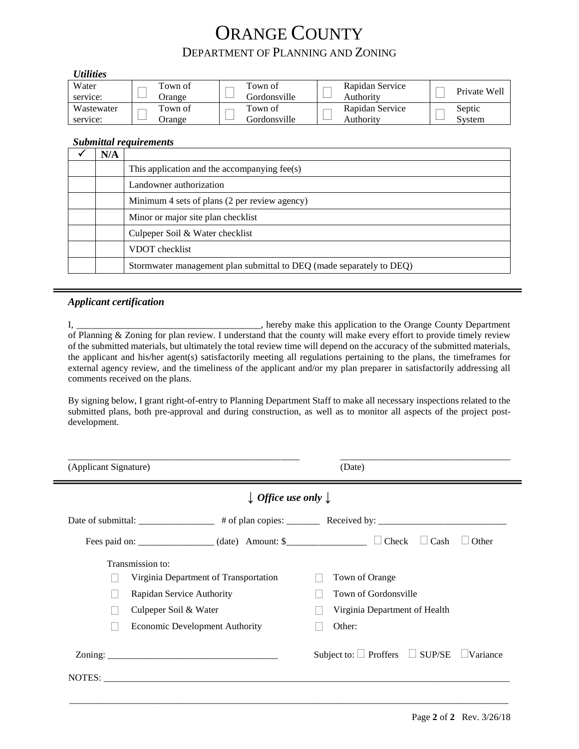# Orange County

## Department of Planning and Zoning

***Utilities***

| | | | | | | | | |
|---|---|---|---|---|---|---|---|---|
| Water service: | ☐ | Town of Orange | ☐ | Town of Gordonsville | ☐ | Rapidan Service Authority | ☐ | Private Well |
| Wastewater service: | ☐ | Town of Orange | ☐ | Town of Gordonsville | ☐ | Rapidan Service Authority | ☐ | Septic System |

***Submittal requirements***

| ✓ | N/A | |
|---|---|---|
| | | This application and the accompanying fee(s) |
| | | Landowner authorization |
| | | Minimum 4 sets of plans (2 per review agency) |
| | | Minor or major site plan checklist |
| | | Culpeper Soil & Water checklist |
| | | VDOT checklist |
| | | Stormwater management plan submittal to DEQ (made separately to DEQ) |

***Applicant certification***

I, ______________________________________, hereby make this application to the Orange County Department of Planning & Zoning for plan review. I understand that the county will make every effort to provide timely review of the submitted materials, but ultimately the total review time will depend on the accuracy of the submitted materials, the applicant and his/her agent(s) satisfactorily meeting all regulations pertaining to the plans, the timeframes for external agency review, and the timeliness of the applicant and/or my plan preparer in satisfactorily addressing all comments received on the plans.

By signing below, I grant right-of-entry to Planning Department Staff to make all necessary inspections related to the submitted plans, both pre-approval and during construction, as well as to monitor all aspects of the project post-development.

________________________________________________ (Applicant Signature)

____________________________________ (Date)

***↓ Office use only ↓***

Date of submittal: ________________ # of plan copies: _______ Received by: ___________________________

Fees paid on: ________________ (date) Amount: $_________________ ☐ Check ☐ Cash ☐ Other

Transmission to:

- ☐ Virginia Department of Transportation
- ☐ Rapidan Service Authority
- ☐ Culpeper Soil & Water
- ☐ Economic Development Authority
- ☐ Town of Orange
- ☐ Town of Gordonsville
- ☐ Virginia Department of Health
- ☐ Other:

Zoning: ____________________________________ Subject to: ☐ Proffers ☐ SUP/SE ☐ Variance

NOTES: ________________________________________________________________________________________

________________________________________________________________________________________________

Rev. 3/26/18